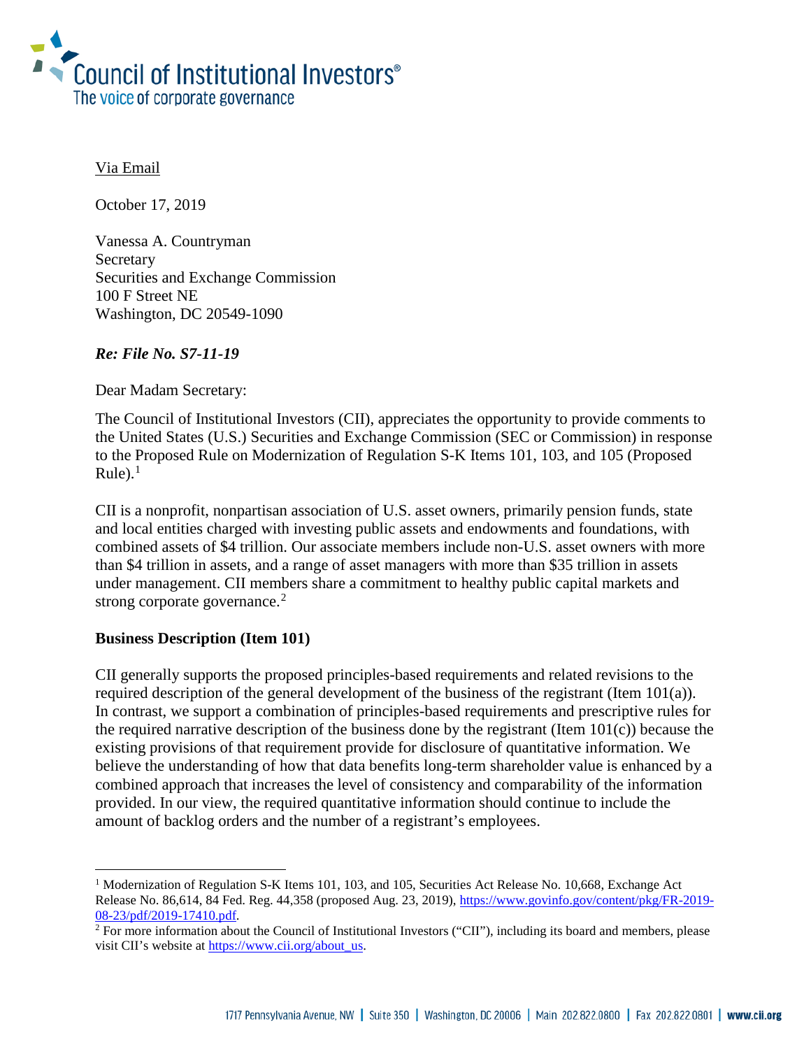Council of Institutional Investors®
The voice of corporate governance

Via Email

October 17, 2019

Vanessa A. Countryman
Secretary
Securities and Exchange Commission
100 F Street NE
Washington, DC 20549-1090

***Re: File No. S7-11-19***

Dear Madam Secretary:

The Council of Institutional Investors (CII), appreciates the opportunity to provide comments to the United States (U.S.) Securities and Exchange Commission (SEC or Commission) in response to the Proposed Rule on Modernization of Regulation S-K Items 101, 103, and 105 (Proposed Rule).[1]

CII is a nonprofit, nonpartisan association of U.S. asset owners, primarily pension funds, state and local entities charged with investing public assets and endowments and foundations, with combined assets of $4 trillion. Our associate members include non-U.S. asset owners with more than $4 trillion in assets, and a range of asset managers with more than $35 trillion in assets under management. CII members share a commitment to healthy public capital markets and strong corporate governance.[2]

**Business Description (Item 101)**

CII generally supports the proposed principles-based requirements and related revisions to the required description of the general development of the business of the registrant (Item 101(a)). In contrast, we support a combination of principles-based requirements and prescriptive rules for the required narrative description of the business done by the registrant (Item 101(c)) because the existing provisions of that requirement provide for disclosure of quantitative information. We believe the understanding of how that data benefits long-term shareholder value is enhanced by a combined approach that increases the level of consistency and comparability of the information provided. In our view, the required quantitative information should continue to include the amount of backlog orders and the number of a registrant's employees.

[1] Modernization of Regulation S-K Items 101, 103, and 105, Securities Act Release No. 10,668, Exchange Act Release No. 86,614, 84 Fed. Reg. 44,358 (proposed Aug. 23, 2019), https://www.govinfo.gov/content/pkg/FR-2019-08-23/pdf/2019-17410.pdf.

[2] For more information about the Council of Institutional Investors ("CII"), including its board and members, please visit CII's website at https://www.cii.org/about_us.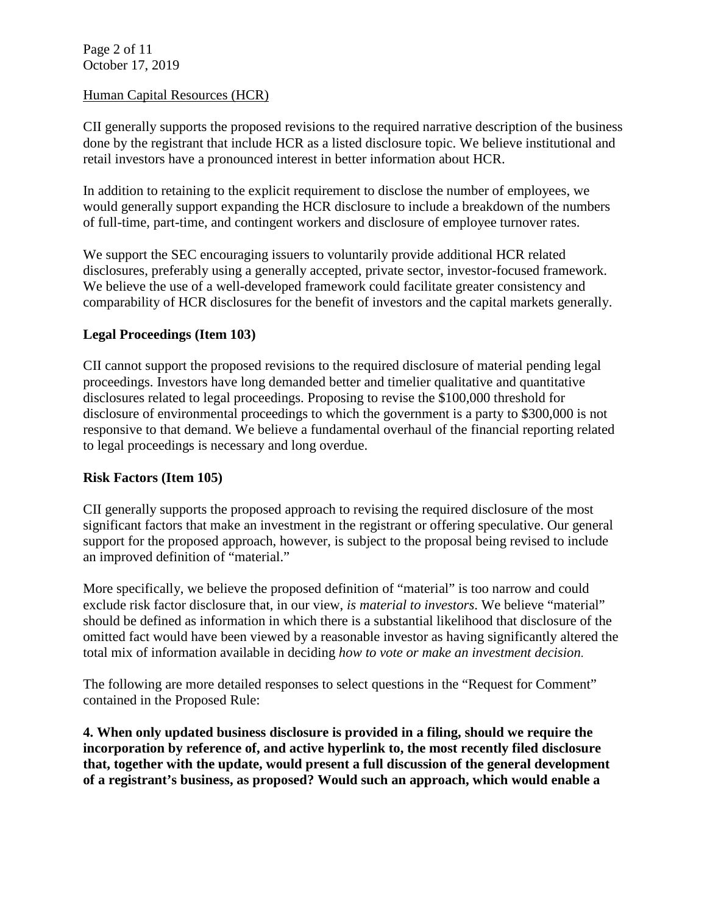Human Capital Resources (HCR)

CII generally supports the proposed revisions to the required narrative description of the business done by the registrant that include HCR as a listed disclosure topic. We believe institutional and retail investors have a pronounced interest in better information about HCR.

In addition to retaining to the explicit requirement to disclose the number of employees, we would generally support expanding the HCR disclosure to include a breakdown of the numbers of full-time, part-time, and contingent workers and disclosure of employee turnover rates.

We support the SEC encouraging issuers to voluntarily provide additional HCR related disclosures, preferably using a generally accepted, private sector, investor-focused framework. We believe the use of a well-developed framework could facilitate greater consistency and comparability of HCR disclosures for the benefit of investors and the capital markets generally.

**Legal Proceedings (Item 103)**

CII cannot support the proposed revisions to the required disclosure of material pending legal proceedings. Investors have long demanded better and timelier qualitative and quantitative disclosures related to legal proceedings. Proposing to revise the $100,000 threshold for disclosure of environmental proceedings to which the government is a party to $300,000 is not responsive to that demand. We believe a fundamental overhaul of the financial reporting related to legal proceedings is necessary and long overdue.

**Risk Factors (Item 105)**

CII generally supports the proposed approach to revising the required disclosure of the most significant factors that make an investment in the registrant or offering speculative. Our general support for the proposed approach, however, is subject to the proposal being revised to include an improved definition of "material."

More specifically, we believe the proposed definition of "material" is too narrow and could exclude risk factor disclosure that, in our view, *is material to investors*. We believe "material" should be defined as information in which there is a substantial likelihood that disclosure of the omitted fact would have been viewed by a reasonable investor as having significantly altered the total mix of information available in deciding *how to vote or make an investment decision.*

The following are more detailed responses to select questions in the "Request for Comment" contained in the Proposed Rule:

**4. When only updated business disclosure is provided in a filing, should we require the incorporation by reference of, and active hyperlink to, the most recently filed disclosure that, together with the update, would present a full discussion of the general development of a registrant's business, as proposed? Would such an approach, which would enable a**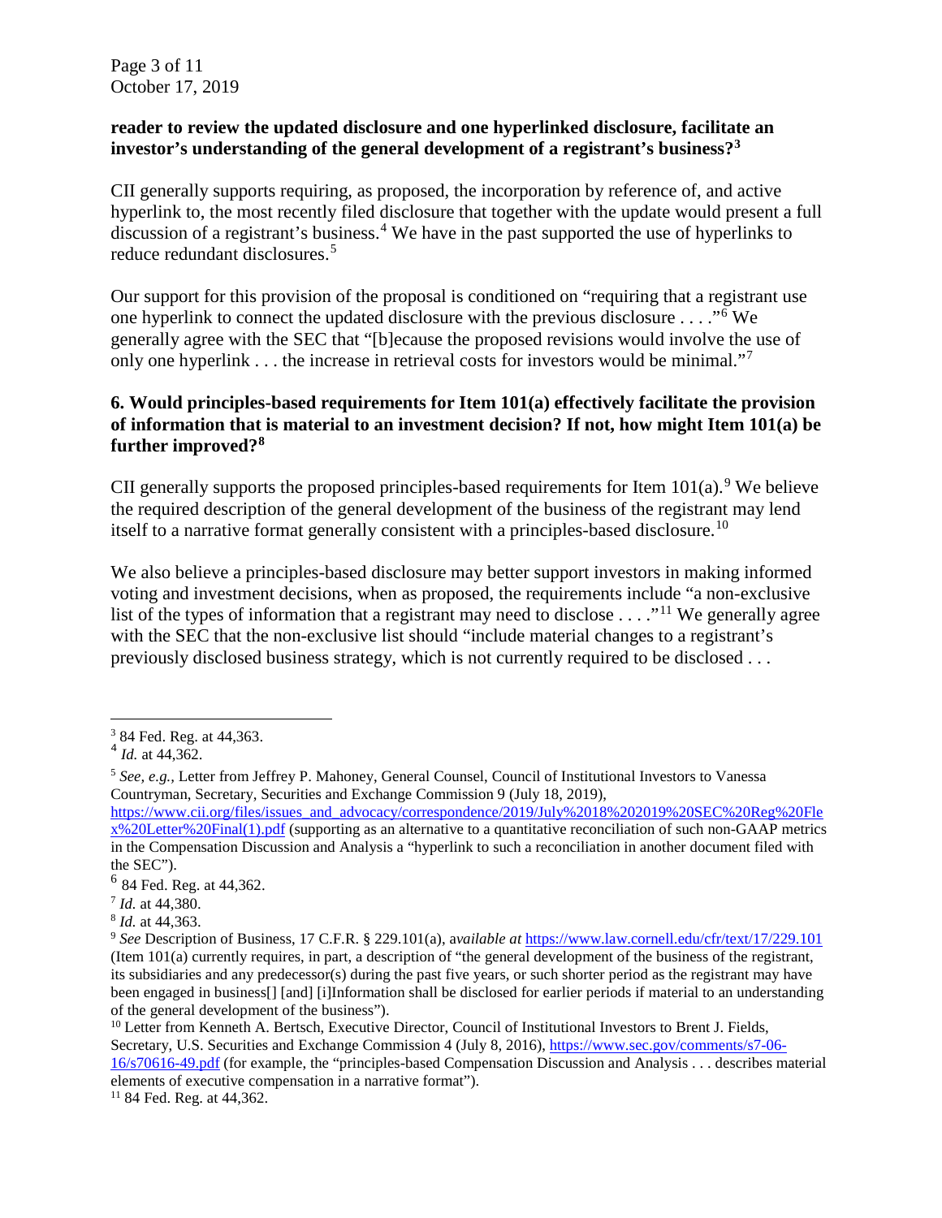**reader to review the updated disclosure and one hyperlinked disclosure, facilitate an investor's understanding of the general development of a registrant's business?**[3]

CII generally supports requiring, as proposed, the incorporation by reference of, and active hyperlink to, the most recently filed disclosure that together with the update would present a full discussion of a registrant's business.[4] We have in the past supported the use of hyperlinks to reduce redundant disclosures.[5]

Our support for this provision of the proposal is conditioned on "requiring that a registrant use one hyperlink to connect the updated disclosure with the previous disclosure . . . ."[6] We generally agree with the SEC that "[b]ecause the proposed revisions would involve the use of only one hyperlink . . . the increase in retrieval costs for investors would be minimal."[7]

### 6. Would principles-based requirements for Item 101(a) effectively facilitate the provision of information that is material to an investment decision? If not, how might Item 101(a) be further improved?[8]

CII generally supports the proposed principles-based requirements for Item 101(a).[9] We believe the required description of the general development of the business of the registrant may lend itself to a narrative format generally consistent with a principles-based disclosure.[10]

We also believe a principles-based disclosure may better support investors in making informed voting and investment decisions, when as proposed, the requirements include "a non-exclusive list of the types of information that a registrant may need to disclose . . . ."[11] We generally agree with the SEC that the non-exclusive list should "include material changes to a registrant's previously disclosed business strategy, which is not currently required to be disclosed . . .

---

[3] 84 Fed. Reg. at 44,363.

[4] *Id.* at 44,362.

[5] *See, e.g.,* Letter from Jeffrey P. Mahoney, General Counsel, Council of Institutional Investors to Vanessa Countryman, Secretary, Securities and Exchange Commission 9 (July 18, 2019), https://www.cii.org/files/issues_and_advocacy/correspondence/2019/July%2018%202019%20SEC%20Reg%20Flex%20Letter%20Final(1).pdf (supporting as an alternative to a quantitative reconciliation of such non-GAAP metrics in the Compensation Discussion and Analysis a "hyperlink to such a reconciliation in another document filed with the SEC").

[6] 84 Fed. Reg. at 44,362.

[7] *Id.* at 44,380.

[8] *Id.* at 44,363.

[9] *See* Description of Business, 17 C.F.R. § 229.101(a), *available at* https://www.law.cornell.edu/cfr/text/17/229.101 (Item 101(a) currently requires, in part, a description of "the general development of the business of the registrant, its subsidiaries and any predecessor(s) during the past five years, or such shorter period as the registrant may have been engaged in business[] [and] [i]Information shall be disclosed for earlier periods if material to an understanding of the general development of the business").

[10] Letter from Kenneth A. Bertsch, Executive Director, Council of Institutional Investors to Brent J. Fields, Secretary, U.S. Securities and Exchange Commission 4 (July 8, 2016), https://www.sec.gov/comments/s7-06-16/s70616-49.pdf (for example, the "principles-based Compensation Discussion and Analysis . . . describes material elements of executive compensation in a narrative format").

[11] 84 Fed. Reg. at 44,362.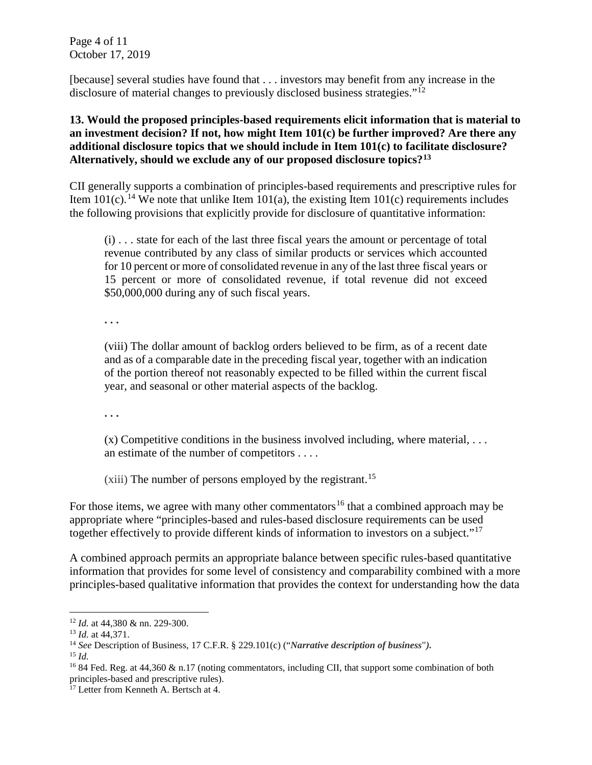[because] several studies have found that . . . investors may benefit from any increase in the disclosure of material changes to previously disclosed business strategies."[12]

**13. Would the proposed principles-based requirements elicit information that is material to an investment decision? If not, how might Item 101(c) be further improved? Are there any additional disclosure topics that we should include in Item 101(c) to facilitate disclosure? Alternatively, should we exclude any of our proposed disclosure topics?[13]**

CII generally supports a combination of principles-based requirements and prescriptive rules for Item 101(c).[14] We note that unlike Item 101(a), the existing Item 101(c) requirements includes the following provisions that explicitly provide for disclosure of quantitative information:

> (i) . . . state for each of the last three fiscal years the amount or percentage of total revenue contributed by any class of similar products or services which accounted for 10 percent or more of consolidated revenue in any of the last three fiscal years or 15 percent or more of consolidated revenue, if total revenue did not exceed $50,000,000 during any of such fiscal years.
>
> . . .
>
> (viii) The dollar amount of backlog orders believed to be firm, as of a recent date and as of a comparable date in the preceding fiscal year, together with an indication of the portion thereof not reasonably expected to be filled within the current fiscal year, and seasonal or other material aspects of the backlog.
>
> . . .
>
> (x) Competitive conditions in the business involved including, where material, . . . an estimate of the number of competitors . . . .
>
> (xiii) The number of persons employed by the registrant.[15]

For those items, we agree with many other commentators[16] that a combined approach may be appropriate where "principles-based and rules-based disclosure requirements can be used together effectively to provide different kinds of information to investors on a subject."[17]

A combined approach permits an appropriate balance between specific rules-based quantitative information that provides for some level of consistency and comparability combined with a more principles-based qualitative information that provides the context for understanding how the data

---

[12] *Id.* at 44,380 & nn. 229-300.

[13] *Id.* at 44,371.

[14] *See* Description of Business, 17 C.F.R. § 229.101(c) ("***Narrative description of business***"*)*.

[15] *Id.*

[16] 84 Fed. Reg. at 44,360 & n.17 (noting commentators, including CII, that support some combination of both principles-based and prescriptive rules).

[17] Letter from Kenneth A. Bertsch at 4.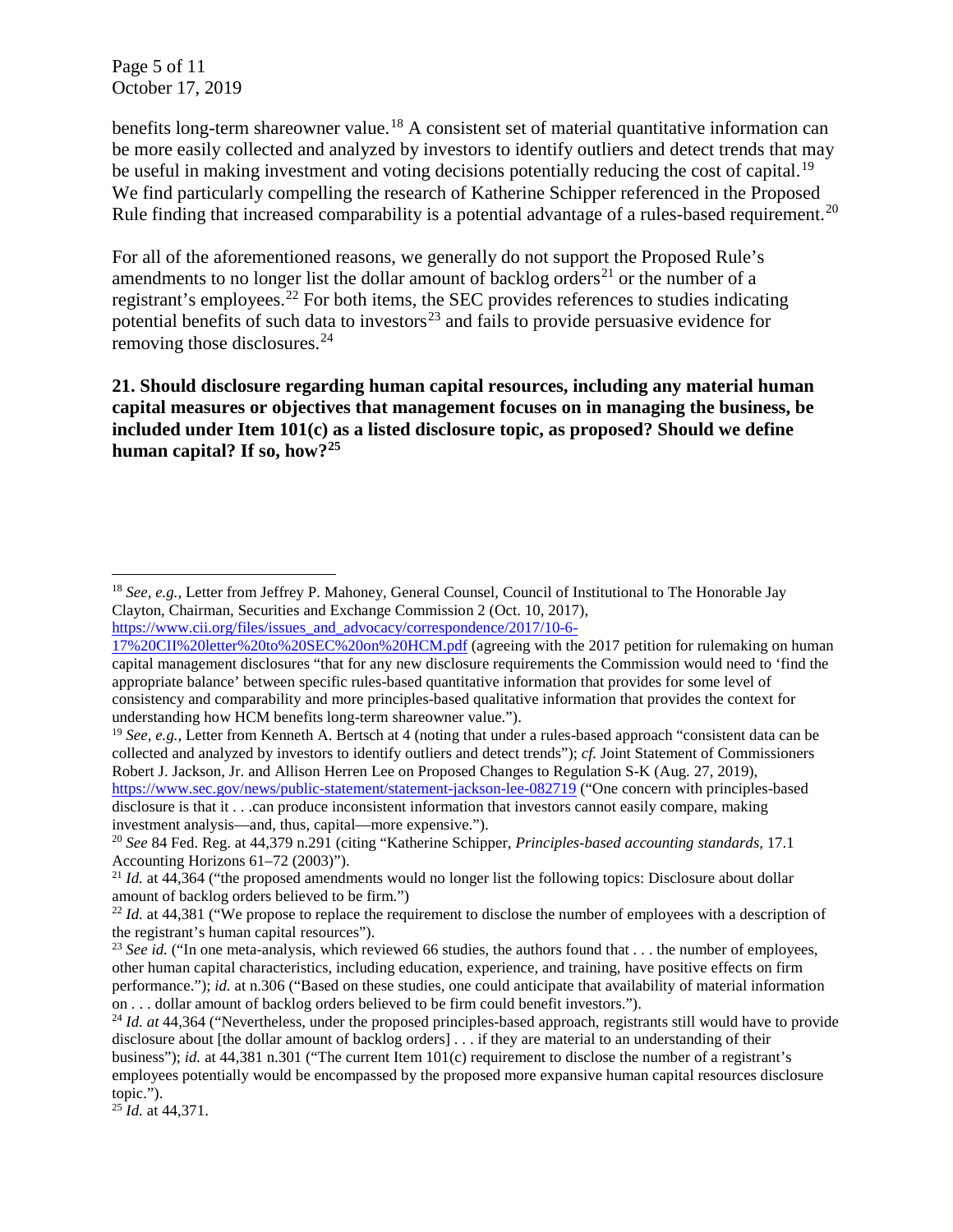benefits long-term shareowner value.[18] A consistent set of material quantitative information can be more easily collected and analyzed by investors to identify outliers and detect trends that may be useful in making investment and voting decisions potentially reducing the cost of capital.[19] We find particularly compelling the research of Katherine Schipper referenced in the Proposed Rule finding that increased comparability is a potential advantage of a rules-based requirement.[20]

For all of the aforementioned reasons, we generally do not support the Proposed Rule's amendments to no longer list the dollar amount of backlog orders[21] or the number of a registrant's employees.[22] For both items, the SEC provides references to studies indicating potential benefits of such data to investors[23] and fails to provide persuasive evidence for removing those disclosures.[24]

**21. Should disclosure regarding human capital resources, including any material human capital measures or objectives that management focuses on in managing the business, be included under Item 101(c) as a listed disclosure topic, as proposed? Should we define human capital? If so, how?[25]**

---

[18] *See, e.g.,* Letter from Jeffrey P. Mahoney, General Counsel, Council of Institutional to The Honorable Jay Clayton, Chairman, Securities and Exchange Commission 2 (Oct. 10, 2017), https://www.cii.org/files/issues_and_advocacy/correspondence/2017/10-6-17%20CII%20letter%20to%20SEC%20on%20HCM.pdf (agreeing with the 2017 petition for rulemaking on human capital management disclosures "that for any new disclosure requirements the Commission would need to 'find the appropriate balance' between specific rules-based quantitative information that provides for some level of consistency and comparability and more principles-based qualitative information that provides the context for understanding how HCM benefits long-term shareowner value.").

[19] *See, e.g.,* Letter from Kenneth A. Bertsch at 4 (noting that under a rules-based approach "consistent data can be collected and analyzed by investors to identify outliers and detect trends"); *cf.* Joint Statement of Commissioners Robert J. Jackson, Jr. and Allison Herren Lee on Proposed Changes to Regulation S-K (Aug. 27, 2019), https://www.sec.gov/news/public-statement/statement-jackson-lee-082719 ("One concern with principles-based disclosure is that it . . .can produce inconsistent information that investors cannot easily compare, making investment analysis—and, thus, capital—more expensive.").

[20] *See* 84 Fed. Reg. at 44,379 n.291 (citing "Katherine Schipper, *Principles-based accounting standards,* 17.1 Accounting Horizons 61–72 (2003)").

[21] *Id.* at 44,364 ("the proposed amendments would no longer list the following topics: Disclosure about dollar amount of backlog orders believed to be firm.")

[22] *Id.* at 44,381 ("We propose to replace the requirement to disclose the number of employees with a description of the registrant's human capital resources").

[23] *See id.* ("In one meta-analysis, which reviewed 66 studies, the authors found that . . . the number of employees, other human capital characteristics, including education, experience, and training, have positive effects on firm performance."); *id.* at n.306 ("Based on these studies, one could anticipate that availability of material information on . . . dollar amount of backlog orders believed to be firm could benefit investors.").

[24] *Id. at* 44,364 ("Nevertheless, under the proposed principles-based approach, registrants still would have to provide disclosure about [the dollar amount of backlog orders] . . . if they are material to an understanding of their business"); *id.* at 44,381 n.301 ("The current Item 101(c) requirement to disclose the number of a registrant's employees potentially would be encompassed by the proposed more expansive human capital resources disclosure topic.").

[25] *Id.* at 44,371.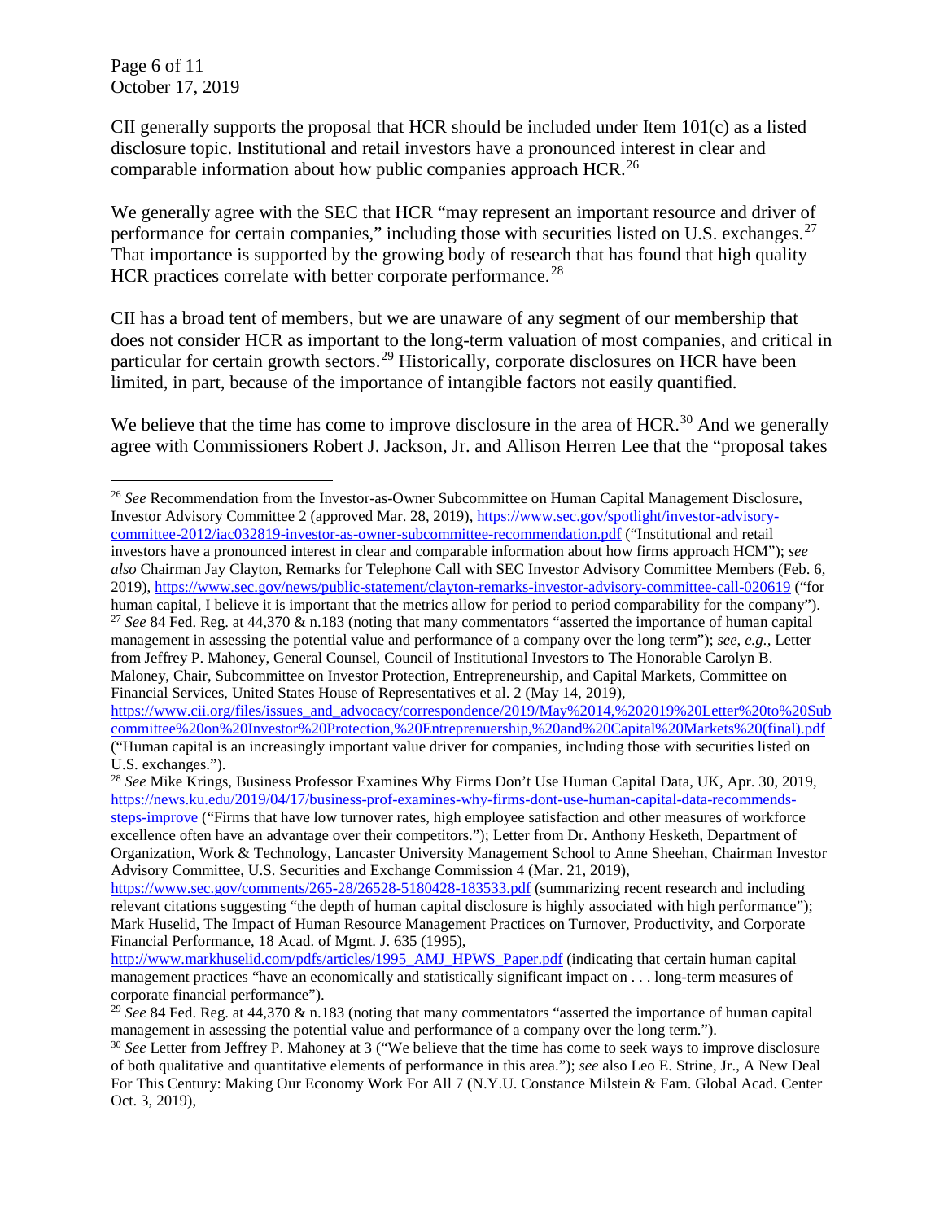CII generally supports the proposal that HCR should be included under Item 101(c) as a listed disclosure topic. Institutional and retail investors have a pronounced interest in clear and comparable information about how public companies approach HCR.[26]

We generally agree with the SEC that HCR "may represent an important resource and driver of performance for certain companies," including those with securities listed on U.S. exchanges.[27] That importance is supported by the growing body of research that has found that high quality HCR practices correlate with better corporate performance.[28]

CII has a broad tent of members, but we are unaware of any segment of our membership that does not consider HCR as important to the long-term valuation of most companies, and critical in particular for certain growth sectors.[29] Historically, corporate disclosures on HCR have been limited, in part, because of the importance of intangible factors not easily quantified.

We believe that the time has come to improve disclosure in the area of HCR.[30] And we generally agree with Commissioners Robert J. Jackson, Jr. and Allison Herren Lee that the "proposal takes

---

[26] *See* Recommendation from the Investor-as-Owner Subcommittee on Human Capital Management Disclosure, Investor Advisory Committee 2 (approved Mar. 28, 2019), https://www.sec.gov/spotlight/investor-advisory-committee-2012/iac032819-investor-as-owner-subcommittee-recommendation.pdf ("Institutional and retail investors have a pronounced interest in clear and comparable information about how firms approach HCM"); *see also* Chairman Jay Clayton, Remarks for Telephone Call with SEC Investor Advisory Committee Members (Feb. 6, 2019), https://www.sec.gov/news/public-statement/clayton-remarks-investor-advisory-committee-call-020619 ("for human capital, I believe it is important that the metrics allow for period to period comparability for the company").

[27] *See* 84 Fed. Reg. at 44,370 & n.183 (noting that many commentators "asserted the importance of human capital management in assessing the potential value and performance of a company over the long term"); *see, e.g.,* Letter from Jeffrey P. Mahoney, General Counsel, Council of Institutional Investors to The Honorable Carolyn B. Maloney, Chair, Subcommittee on Investor Protection, Entrepreneurship, and Capital Markets, Committee on Financial Services, United States House of Representatives et al. 2 (May 14, 2019), https://www.cii.org/files/issues_and_advocacy/correspondence/2019/May%2014,%202019%20Letter%20to%20Subcommittee%20on%20Investor%20Protection,%20Entreprenuership,%20and%20Capital%20Markets%20(final).pdf ("Human capital is an increasingly important value driver for companies, including those with securities listed on U.S. exchanges.").

[28] *See* Mike Krings, Business Professor Examines Why Firms Don't Use Human Capital Data, UK, Apr. 30, 2019, https://news.ku.edu/2019/04/17/business-prof-examines-why-firms-dont-use-human-capital-data-recommends-steps-improve ("Firms that have low turnover rates, high employee satisfaction and other measures of workforce excellence often have an advantage over their competitors."); Letter from Dr. Anthony Hesketh, Department of Organization, Work & Technology, Lancaster University Management School to Anne Sheehan, Chairman Investor Advisory Committee, U.S. Securities and Exchange Commission 4 (Mar. 21, 2019), https://www.sec.gov/comments/265-28/26528-5180428-183533.pdf (summarizing recent research and including relevant citations suggesting "the depth of human capital disclosure is highly associated with high performance"); Mark Huselid, The Impact of Human Resource Management Practices on Turnover, Productivity, and Corporate Financial Performance, 18 Acad. of Mgmt. J. 635 (1995), http://www.markhuselid.com/pdfs/articles/1995_AMJ_HPWS_Paper.pdf (indicating that certain human capital management practices "have an economically and statistically significant impact on . . . long-term measures of corporate financial performance").

[29] *See* 84 Fed. Reg. at 44,370 & n.183 (noting that many commentators "asserted the importance of human capital management in assessing the potential value and performance of a company over the long term.").

[30] *See* Letter from Jeffrey P. Mahoney at 3 ("We believe that the time has come to seek ways to improve disclosure of both qualitative and quantitative elements of performance in this area."); *see* also Leo E. Strine, Jr., A New Deal For This Century: Making Our Economy Work For All 7 (N.Y.U. Constance Milstein & Fam. Global Acad. Center Oct. 3, 2019),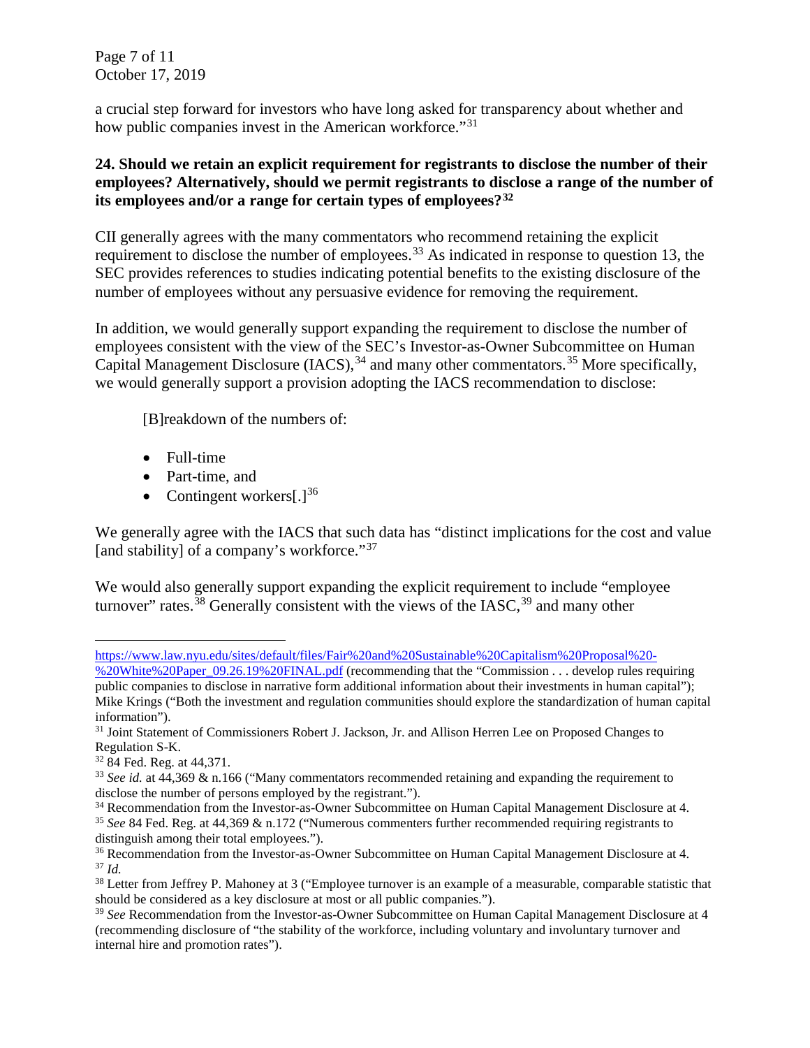a crucial step forward for investors who have long asked for transparency about whether and how public companies invest in the American workforce."[31]

**24. Should we retain an explicit requirement for registrants to disclose the number of their employees? Alternatively, should we permit registrants to disclose a range of the number of its employees and/or a range for certain types of employees?[32]**

CII generally agrees with the many commentators who recommend retaining the explicit requirement to disclose the number of employees.[33] As indicated in response to question 13, the SEC provides references to studies indicating potential benefits to the existing disclosure of the number of employees without any persuasive evidence for removing the requirement.

In addition, we would generally support expanding the requirement to disclose the number of employees consistent with the view of the SEC's Investor-as-Owner Subcommittee on Human Capital Management Disclosure (IACS),[34] and many other commentators.[35] More specifically, we would generally support a provision adopting the IACS recommendation to disclose:

> [B]reakdown of the numbers of:
>
> - Full-time
> - Part-time, and
> - Contingent workers[.][36]

We generally agree with the IACS that such data has "distinct implications for the cost and value [and stability] of a company's workforce."[37]

We would also generally support expanding the explicit requirement to include "employee turnover" rates.[38] Generally consistent with the views of the IASC,[39] and many other

---

https://www.law.nyu.edu/sites/default/files/Fair%20and%20Sustainable%20Capitalism%20Proposal%20-%20White%20Paper_09.26.19%20FINAL.pdf (recommending that the "Commission . . . develop rules requiring public companies to disclose in narrative form additional information about their investments in human capital"); Mike Krings ("Both the investment and regulation communities should explore the standardization of human capital information").

[31] Joint Statement of Commissioners Robert J. Jackson, Jr. and Allison Herren Lee on Proposed Changes to Regulation S-K.

[32] 84 Fed. Reg. at 44,371.

[33] *See id.* at 44,369 & n.166 ("Many commentators recommended retaining and expanding the requirement to disclose the number of persons employed by the registrant.").

[34] Recommendation from the Investor-as-Owner Subcommittee on Human Capital Management Disclosure at 4.

[35] *See* 84 Fed. Reg. at 44,369 & n.172 ("Numerous commenters further recommended requiring registrants to distinguish among their total employees.").

[36] Recommendation from the Investor-as-Owner Subcommittee on Human Capital Management Disclosure at 4.

[37] *Id.*

[38] Letter from Jeffrey P. Mahoney at 3 ("Employee turnover is an example of a measurable, comparable statistic that should be considered as a key disclosure at most or all public companies.").

[39] *See* Recommendation from the Investor-as-Owner Subcommittee on Human Capital Management Disclosure at 4 (recommending disclosure of "the stability of the workforce, including voluntary and involuntary turnover and internal hire and promotion rates").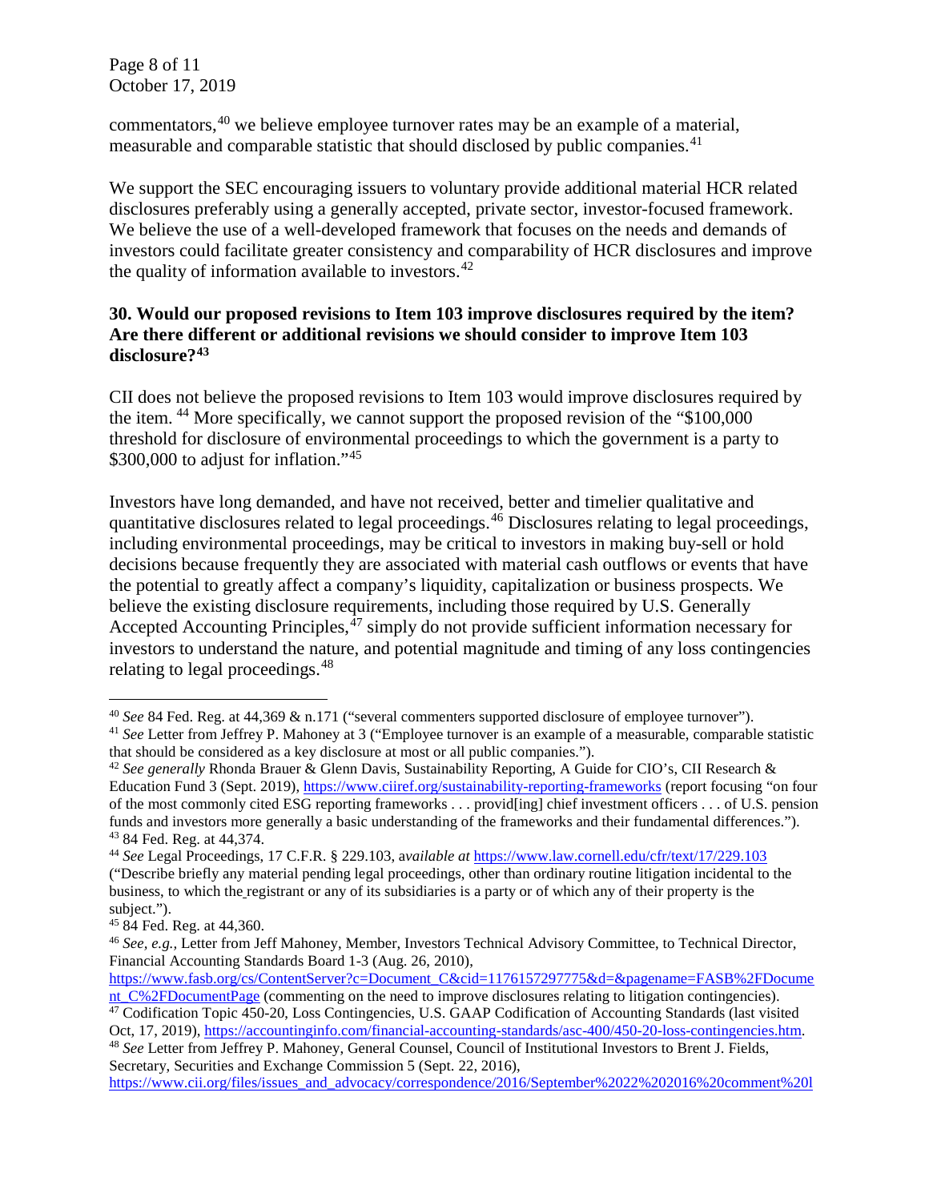commentators,[40] we believe employee turnover rates may be an example of a material, measurable and comparable statistic that should disclosed by public companies.[41]

We support the SEC encouraging issuers to voluntary provide additional material HCR related disclosures preferably using a generally accepted, private sector, investor-focused framework. We believe the use of a well-developed framework that focuses on the needs and demands of investors could facilitate greater consistency and comparability of HCR disclosures and improve the quality of information available to investors.[42]

**30. Would our proposed revisions to Item 103 improve disclosures required by the item? Are there different or additional revisions we should consider to improve Item 103 disclosure?[43]**

CII does not believe the proposed revisions to Item 103 would improve disclosures required by the item. [44] More specifically, we cannot support the proposed revision of the "$100,000 threshold for disclosure of environmental proceedings to which the government is a party to $300,000 to adjust for inflation."[45]

Investors have long demanded, and have not received, better and timelier qualitative and quantitative disclosures related to legal proceedings.[46] Disclosures relating to legal proceedings, including environmental proceedings, may be critical to investors in making buy-sell or hold decisions because frequently they are associated with material cash outflows or events that have the potential to greatly affect a company's liquidity, capitalization or business prospects. We believe the existing disclosure requirements, including those required by U.S. Generally Accepted Accounting Principles,[47] simply do not provide sufficient information necessary for investors to understand the nature, and potential magnitude and timing of any loss contingencies relating to legal proceedings.[48]

---

[40] *See* 84 Fed. Reg. at 44,369 & n.171 ("several commenters supported disclosure of employee turnover").

[41] *See* Letter from Jeffrey P. Mahoney at 3 ("Employee turnover is an example of a measurable, comparable statistic that should be considered as a key disclosure at most or all public companies.").

[42] *See generally* Rhonda Brauer & Glenn Davis, Sustainability Reporting, A Guide for CIO's, CII Research & Education Fund 3 (Sept. 2019), https://www.ciiref.org/sustainability-reporting-frameworks (report focusing "on four of the most commonly cited ESG reporting frameworks . . . provid[ing] chief investment officers . . . of U.S. pension funds and investors more generally a basic understanding of the frameworks and their fundamental differences.").

[43] 84 Fed. Reg. at 44,374.

[44] *See* Legal Proceedings, 17 C.F.R. § 229.103, *available at* https://www.law.cornell.edu/cfr/text/17/229.103 ("Describe briefly any material pending legal proceedings, other than ordinary routine litigation incidental to the business, to which the registrant or any of its subsidiaries is a party or of which any of their property is the subject.").

[45] 84 Fed. Reg. at 44,360.

[46] *See, e.g.,* Letter from Jeff Mahoney, Member, Investors Technical Advisory Committee, to Technical Director, Financial Accounting Standards Board 1-3 (Aug. 26, 2010), https://www.fasb.org/cs/ContentServer?c=Document_C&cid=1176157297775&d=&pagename=FASB%2FDocument_C%2FDocumentPage (commenting on the need to improve disclosures relating to litigation contingencies).

[47] Codification Topic 450-20, Loss Contingencies, U.S. GAAP Codification of Accounting Standards (last visited Oct, 17, 2019), https://accountinginfo.com/financial-accounting-standards/asc-400/450-20-loss-contingencies.htm.

[48] *See* Letter from Jeffrey P. Mahoney, General Counsel, Council of Institutional Investors to Brent J. Fields, Secretary, Securities and Exchange Commission 5 (Sept. 22, 2016), https://www.cii.org/files/issues_and_advocacy/correspondence/2016/September%2022%202016%20comment%20l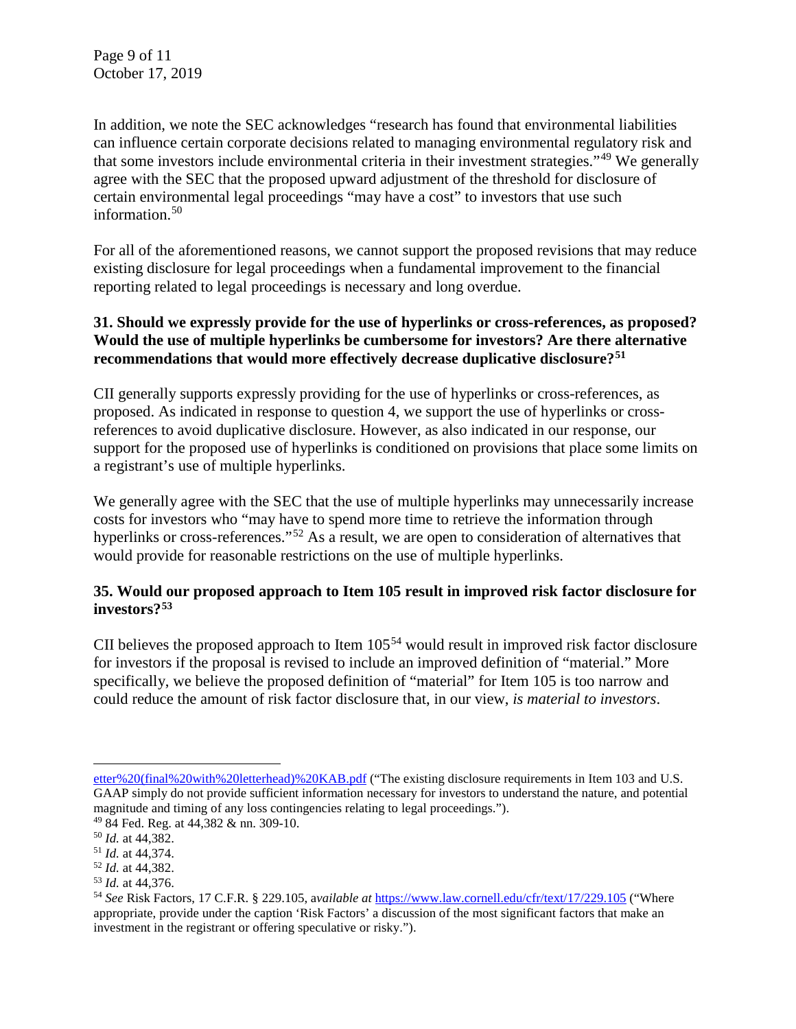In addition, we note the SEC acknowledges "research has found that environmental liabilities can influence certain corporate decisions related to managing environmental regulatory risk and that some investors include environmental criteria in their investment strategies."[49] We generally agree with the SEC that the proposed upward adjustment of the threshold for disclosure of certain environmental legal proceedings "may have a cost" to investors that use such information.[50]

For all of the aforementioned reasons, we cannot support the proposed revisions that may reduce existing disclosure for legal proceedings when a fundamental improvement to the financial reporting related to legal proceedings is necessary and long overdue.

**31. Should we expressly provide for the use of hyperlinks or cross-references, as proposed? Would the use of multiple hyperlinks be cumbersome for investors? Are there alternative recommendations that would more effectively decrease duplicative disclosure?[51]**

CII generally supports expressly providing for the use of hyperlinks or cross-references, as proposed. As indicated in response to question 4, we support the use of hyperlinks or cross-references to avoid duplicative disclosure. However, as also indicated in our response, our support for the proposed use of hyperlinks is conditioned on provisions that place some limits on a registrant's use of multiple hyperlinks.

We generally agree with the SEC that the use of multiple hyperlinks may unnecessarily increase costs for investors who "may have to spend more time to retrieve the information through hyperlinks or cross-references."[52] As a result, we are open to consideration of alternatives that would provide for reasonable restrictions on the use of multiple hyperlinks.

**35. Would our proposed approach to Item 105 result in improved risk factor disclosure for investors?[53]**

CII believes the proposed approach to Item 105[54] would result in improved risk factor disclosure for investors if the proposal is revised to include an improved definition of "material." More specifically, we believe the proposed definition of "material" for Item 105 is too narrow and could reduce the amount of risk factor disclosure that, in our view, *is material to investors*.

---

etter%20(final%20with%20letterhead)%20KAB.pdf ("The existing disclosure requirements in Item 103 and U.S. GAAP simply do not provide sufficient information necessary for investors to understand the nature, and potential magnitude and timing of any loss contingencies relating to legal proceedings.").

[49] 84 Fed. Reg. at 44,382 & nn. 309-10.

[50] *Id.* at 44,382.

[51] *Id.* at 44,374.

[52] *Id.* at 44,382.

[53] *Id.* at 44,376.

[54] *See* Risk Factors, 17 C.F.R. § 229.105, *available at* https://www.law.cornell.edu/cfr/text/17/229.105 ("Where appropriate, provide under the caption 'Risk Factors' a discussion of the most significant factors that make an investment in the registrant or offering speculative or risky.").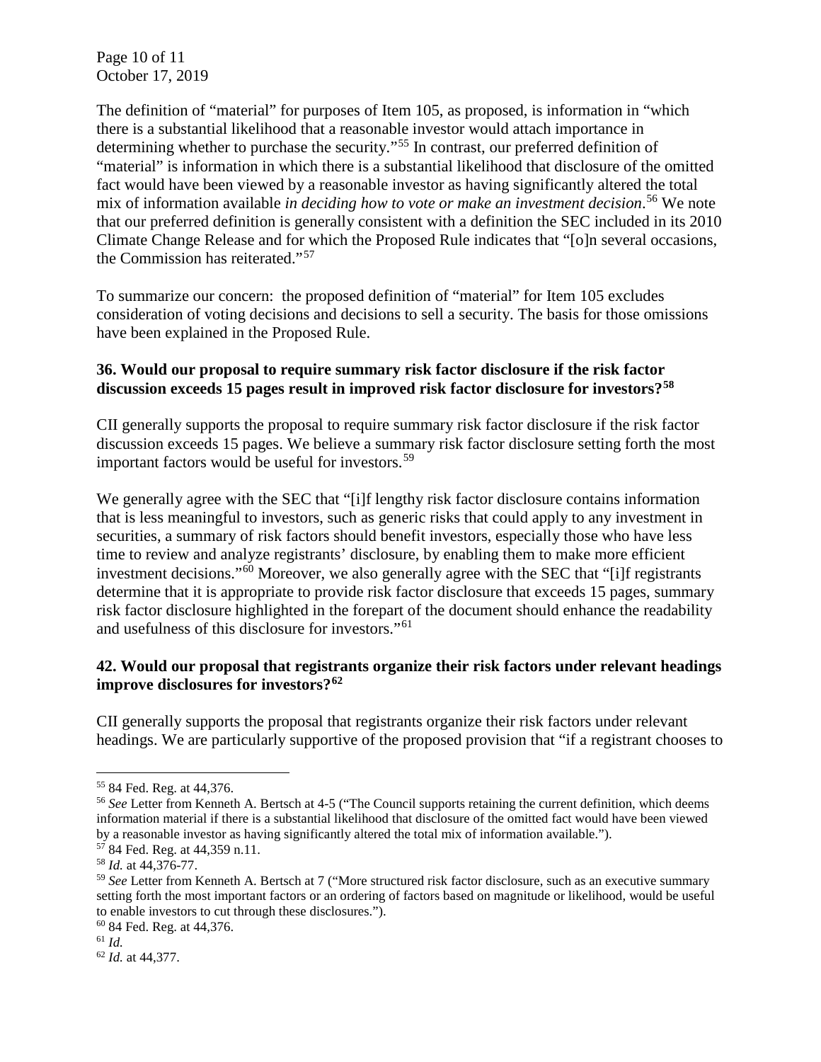The definition of "material" for purposes of Item 105, as proposed, is information in "which there is a substantial likelihood that a reasonable investor would attach importance in determining whether to purchase the security."[55] In contrast, our preferred definition of "material" is information in which there is a substantial likelihood that disclosure of the omitted fact would have been viewed by a reasonable investor as having significantly altered the total mix of information available *in deciding how to vote or make an investment decision*.[56] We note that our preferred definition is generally consistent with a definition the SEC included in its 2010 Climate Change Release and for which the Proposed Rule indicates that "[o]n several occasions, the Commission has reiterated."[57]

To summarize our concern: the proposed definition of "material" for Item 105 excludes consideration of voting decisions and decisions to sell a security. The basis for those omissions have been explained in the Proposed Rule.

**36. Would our proposal to require summary risk factor disclosure if the risk factor discussion exceeds 15 pages result in improved risk factor disclosure for investors?[58]**

CII generally supports the proposal to require summary risk factor disclosure if the risk factor discussion exceeds 15 pages. We believe a summary risk factor disclosure setting forth the most important factors would be useful for investors.[59]

We generally agree with the SEC that "[i]f lengthy risk factor disclosure contains information that is less meaningful to investors, such as generic risks that could apply to any investment in securities, a summary of risk factors should benefit investors, especially those who have less time to review and analyze registrants' disclosure, by enabling them to make more efficient investment decisions."[60] Moreover, we also generally agree with the SEC that "[i]f registrants determine that it is appropriate to provide risk factor disclosure that exceeds 15 pages, summary risk factor disclosure highlighted in the forepart of the document should enhance the readability and usefulness of this disclosure for investors."[61]

**42. Would our proposal that registrants organize their risk factors under relevant headings improve disclosures for investors?[62]**

CII generally supports the proposal that registrants organize their risk factors under relevant headings. We are particularly supportive of the proposed provision that "if a registrant chooses to

---

[55] 84 Fed. Reg. at 44,376.

[56] *See* Letter from Kenneth A. Bertsch at 4-5 ("The Council supports retaining the current definition, which deems information material if there is a substantial likelihood that disclosure of the omitted fact would have been viewed by a reasonable investor as having significantly altered the total mix of information available.").

[57] 84 Fed. Reg. at 44,359 n.11.

[58] *Id.* at 44,376-77.

[59] *See* Letter from Kenneth A. Bertsch at 7 ("More structured risk factor disclosure, such as an executive summary setting forth the most important factors or an ordering of factors based on magnitude or likelihood, would be useful to enable investors to cut through these disclosures.").

[60] 84 Fed. Reg. at 44,376.

[61] *Id.*

[62] *Id.* at 44,377.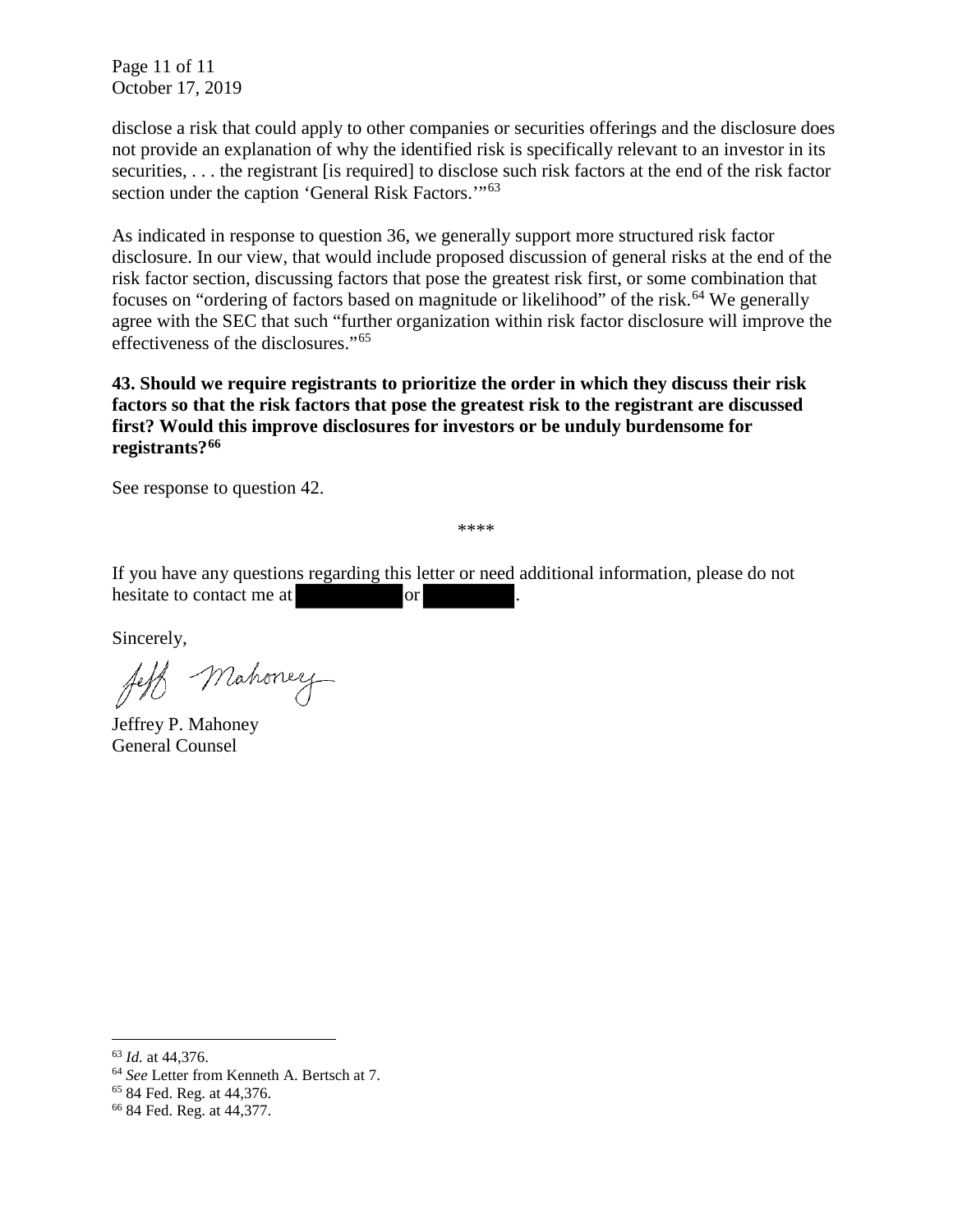disclose a risk that could apply to other companies or securities offerings and the disclosure does not provide an explanation of why the identified risk is specifically relevant to an investor in its securities, . . . the registrant [is required] to disclose such risk factors at the end of the risk factor section under the caption 'General Risk Factors.'"[63]

As indicated in response to question 36, we generally support more structured risk factor disclosure. In our view, that would include proposed discussion of general risks at the end of the risk factor section, discussing factors that pose the greatest risk first, or some combination that focuses on "ordering of factors based on magnitude or likelihood" of the risk.[64] We generally agree with the SEC that such "further organization within risk factor disclosure will improve the effectiveness of the disclosures."[65]

**43. Should we require registrants to prioritize the order in which they discuss their risk factors so that the risk factors that pose the greatest risk to the registrant are discussed first? Would this improve disclosures for investors or be unduly burdensome for registrants?[66]**

See response to question 42.

****

If you have any questions regarding this letter or need additional information, please do not hesitate to contact me at [redacted] or [redacted].

Sincerely,

Jeff Mahoney

Jeffrey P. Mahoney
General Counsel

---

[63] *Id.* at 44,376.
[64] *See* Letter from Kenneth A. Bertsch at 7.
[65] 84 Fed. Reg. at 44,376.
[66] 84 Fed. Reg. at 44,377.